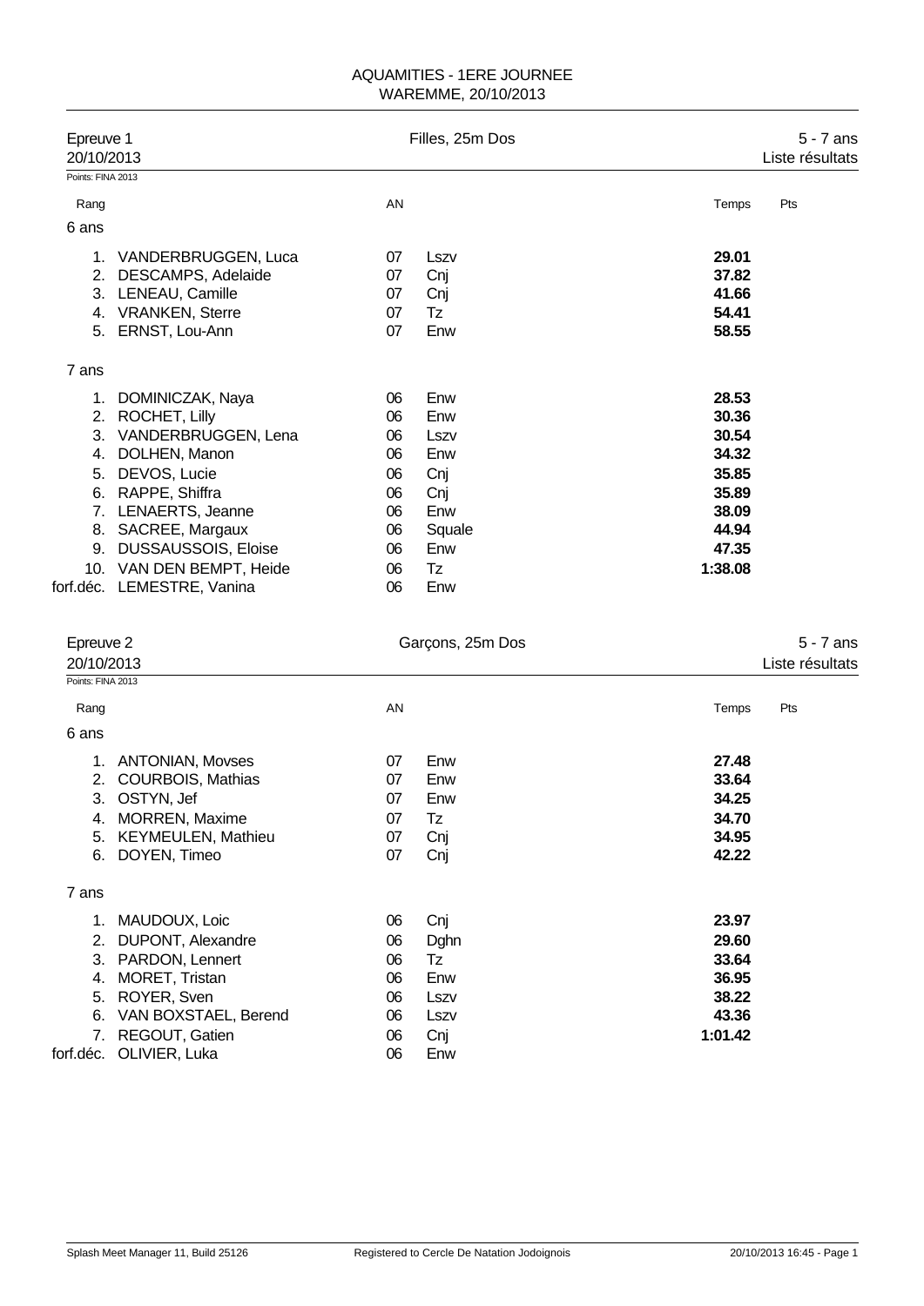# AQUAMITIES - 1ERE JOURNEE
WAREMME, 20/10/2013

## Epreuve 1 — Filles, 25m Dos — 5 - 7 ans
20/10/2013 — Liste résultats

Points: FINA 2013

| Rang | | AN | | Temps | Pts |
|---|---|---|---|---|---|
| **6 ans** | | | | | |
| 1. | VANDERBRUGGEN, Luca | 07 | Lszv | **29.01** | |
| 2. | DESCAMPS, Adelaide | 07 | Cnj | **37.82** | |
| 3. | LENEAU, Camille | 07 | Cnj | **41.66** | |
| 4. | VRANKEN, Sterre | 07 | Tz | **54.41** | |
| 5. | ERNST, Lou-Ann | 07 | Enw | **58.55** | |
| **7 ans** | | | | | |
| 1. | DOMINICZAK, Naya | 06 | Enw | **28.53** | |
| 2. | ROCHET, Lilly | 06 | Enw | **30.36** | |
| 3. | VANDERBRUGGEN, Lena | 06 | Lszv | **30.54** | |
| 4. | DOLHEN, Manon | 06 | Enw | **34.32** | |
| 5. | DEVOS, Lucie | 06 | Cnj | **35.85** | |
| 6. | RAPPE, Shiffra | 06 | Cnj | **35.89** | |
| 7. | LENAERTS, Jeanne | 06 | Enw | **38.09** | |
| 8. | SACREE, Margaux | 06 | Squale | **44.94** | |
| 9. | DUSSAUSSOIS, Eloise | 06 | Enw | **47.35** | |
| 10. | VAN DEN BEMPT, Heide | 06 | Tz | **1:38.08** | |
| forf.déc. | LEMESTRE, Vanina | 06 | Enw | | |

## Epreuve 2 — Garçons, 25m Dos — 5 - 7 ans
20/10/2013 — Liste résultats

Points: FINA 2013

| Rang | | AN | | Temps | Pts |
|---|---|---|---|---|---|
| **6 ans** | | | | | |
| 1. | ANTONIAN, Movses | 07 | Enw | **27.48** | |
| 2. | COURBOIS, Mathias | 07 | Enw | **33.64** | |
| 3. | OSTYN, Jef | 07 | Enw | **34.25** | |
| 4. | MORREN, Maxime | 07 | Tz | **34.70** | |
| 5. | KEYMEULEN, Mathieu | 07 | Cnj | **34.95** | |
| 6. | DOYEN, Timeo | 07 | Cnj | **42.22** | |
| **7 ans** | | | | | |
| 1. | MAUDOUX, Loic | 06 | Cnj | **23.97** | |
| 2. | DUPONT, Alexandre | 06 | Dghn | **29.60** | |
| 3. | PARDON, Lennert | 06 | Tz | **33.64** | |
| 4. | MORET, Tristan | 06 | Enw | **36.95** | |
| 5. | ROYER, Sven | 06 | Lszv | **38.22** | |
| 6. | VAN BOXSTAEL, Berend | 06 | Lszv | **43.36** | |
| 7. | REGOUT, Gatien | 06 | Cnj | **1:01.42** | |
| forf.déc. | OLIVIER, Luka | 06 | Enw | | |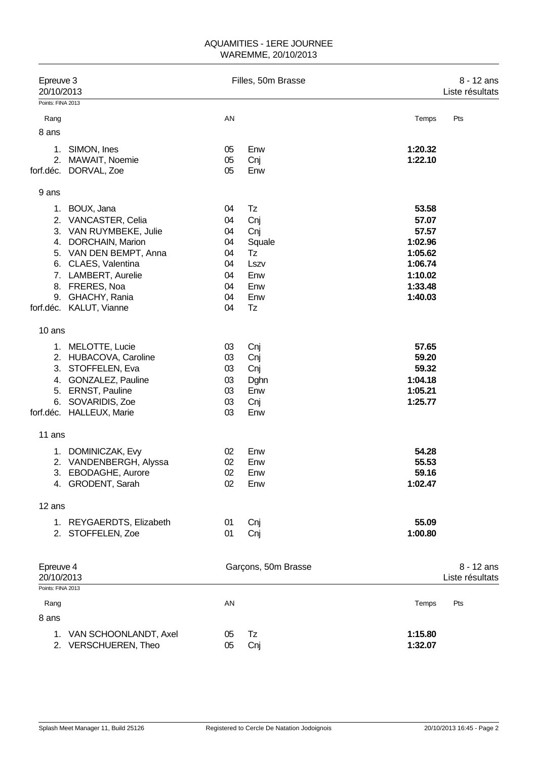AQUAMITIES - 1ERE JOURNEE
WAREMME, 20/10/2013

## Epreuve 3 — Filles, 50m Brasse — 8 - 12 ans

20/10/2013 — Liste résultats

Points: FINA 2013

| Rang | | AN | | Temps | Pts |
|---|---|---|---|---|---|
| **8 ans** | | | | | |
| 1. | SIMON, Ines | 05 | Enw | **1:20.32** | |
| 2. | MAWAIT, Noemie | 05 | Cnj | **1:22.10** | |
| forf.déc. | DORVAL, Zoe | 05 | Enw | | |
| **9 ans** | | | | | |
| 1. | BOUX, Jana | 04 | Tz | **53.58** | |
| 2. | VANCASTER, Celia | 04 | Cnj | **57.07** | |
| 3. | VAN RUYMBEKE, Julie | 04 | Cnj | **57.57** | |
| 4. | DORCHAIN, Marion | 04 | Squale | **1:02.96** | |
| 5. | VAN DEN BEMPT, Anna | 04 | Tz | **1:05.62** | |
| 6. | CLAES, Valentina | 04 | Lszv | **1:06.74** | |
| 7. | LAMBERT, Aurelie | 04 | Enw | **1:10.02** | |
| 8. | FRERES, Noa | 04 | Enw | **1:33.48** | |
| 9. | GHACHY, Rania | 04 | Enw | **1:40.03** | |
| forf.déc. | KALUT, Vianne | 04 | Tz | | |
| **10 ans** | | | | | |
| 1. | MELOTTE, Lucie | 03 | Cnj | **57.65** | |
| 2. | HUBACOVA, Caroline | 03 | Cnj | **59.20** | |
| 3. | STOFFELEN, Eva | 03 | Cnj | **59.32** | |
| 4. | GONZALEZ, Pauline | 03 | Dghn | **1:04.18** | |
| 5. | ERNST, Pauline | 03 | Enw | **1:05.21** | |
| 6. | SOVARIDIS, Zoe | 03 | Cnj | **1:25.77** | |
| forf.déc. | HALLEUX, Marie | 03 | Enw | | |
| **11 ans** | | | | | |
| 1. | DOMINICZAK, Evy | 02 | Enw | **54.28** | |
| 2. | VANDENBERGH, Alyssa | 02 | Enw | **55.53** | |
| 3. | EBODAGHE, Aurore | 02 | Enw | **59.16** | |
| 4. | GRODENT, Sarah | 02 | Enw | **1:02.47** | |
| **12 ans** | | | | | |
| 1. | REYGAERDTS, Elizabeth | 01 | Cnj | **55.09** | |
| 2. | STOFFELEN, Zoe | 01 | Cnj | **1:00.80** | |

## Epreuve 4 — Garçons, 50m Brasse — 8 - 12 ans

20/10/2013 — Liste résultats

Points: FINA 2013

| Rang | | AN | | Temps | Pts |
|---|---|---|---|---|---|
| **8 ans** | | | | | |
| 1. | VAN SCHOONLANDT, Axel | 05 | Tz | **1:15.80** | |
| 2. | VERSCHUEREN, Theo | 05 | Cnj | **1:32.07** | |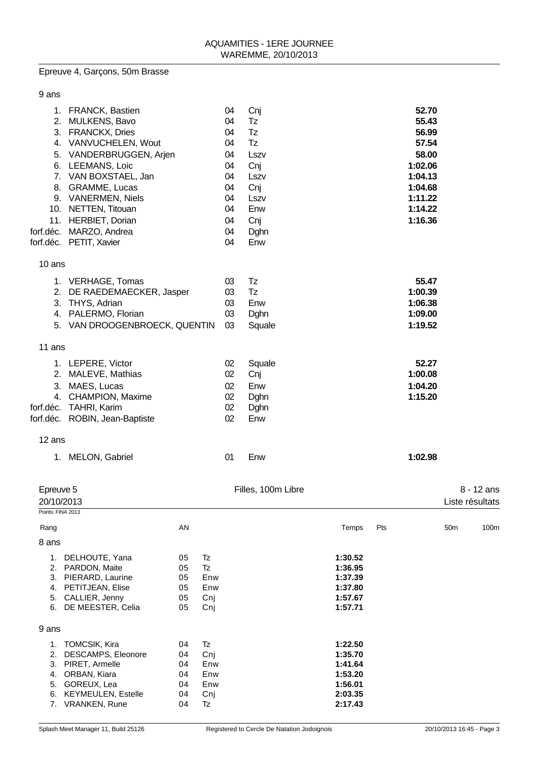## Epreuve 4, Garçons, 50m Brasse

### 9 ans

| Rang | Nom | AN | Club | Temps |
|---|---|---|---|---|
| 1. | FRANCK, Bastien | 04 | Cnj | **52.70** |
| 2. | MULKENS, Bavo | 04 | Tz | **55.43** |
| 3. | FRANCKX, Dries | 04 | Tz | **56.99** |
| 4. | VANVUCHELEN, Wout | 04 | Tz | **57.54** |
| 5. | VANDERBRUGGEN, Arjen | 04 | Lszv | **58.00** |
| 6. | LEEMANS, Loic | 04 | Cnj | **1:02.06** |
| 7. | VAN BOXSTAEL, Jan | 04 | Lszv | **1:04.13** |
| 8. | GRAMME, Lucas | 04 | Cnj | **1:04.68** |
| 9. | VANERMEN, Niels | 04 | Lszv | **1:11.22** |
| 10. | NETTEN, Titouan | 04 | Enw | **1:14.22** |
| 11. | HERBIET, Dorian | 04 | Cnj | **1:16.36** |
| forf.déc. | MARZO, Andrea | 04 | Dghn | |
| forf.déc. | PETIT, Xavier | 04 | Enw | |

### 10 ans

| Rang | Nom | AN | Club | Temps |
|---|---|---|---|---|
| 1. | VERHAGE, Tomas | 03 | Tz | **55.47** |
| 2. | DE RAEDEMAECKER, Jasper | 03 | Tz | **1:00.39** |
| 3. | THYS, Adrian | 03 | Enw | **1:06.38** |
| 4. | PALERMO, Florian | 03 | Dghn | **1:09.00** |
| 5. | VAN DROOGENBROECK, QUENTIN | 03 | Squale | **1:19.52** |

### 11 ans

| Rang | Nom | AN | Club | Temps |
|---|---|---|---|---|
| 1. | LEPERE, Victor | 02 | Squale | **52.27** |
| 2. | MALEVE, Mathias | 02 | Cnj | **1:00.08** |
| 3. | MAES, Lucas | 02 | Enw | **1:04.20** |
| 4. | CHAMPION, Maxime | 02 | Dghn | **1:15.20** |
| forf.déc. | TAHRI, Karim | 02 | Dghn | |
| forf.déc. | ROBIN, Jean-Baptiste | 02 | Enw | |

### 12 ans

| Rang | Nom | AN | Club | Temps |
|---|---|---|---|---|
| 1. | MELON, Gabriel | 01 | Enw | **1:02.98** |

## Epreuve 5 — Filles, 100m Libre — 8 - 12 ans

20/10/2013 — Liste résultats

Points: FINA 2013

### 8 ans

| Rang | Nom | AN | Club | Temps | Pts | 50m | 100m |
|---|---|---|---|---|---|---|---|
| 1. | DELHOUTE, Yana | 05 | Tz | **1:30.52** | | | |
| 2. | PARDON, Maite | 05 | Tz | **1:36.95** | | | |
| 3. | PIERARD, Laurine | 05 | Enw | **1:37.39** | | | |
| 4. | PETITJEAN, Elise | 05 | Enw | **1:37.80** | | | |
| 5. | CALLIER, Jenny | 05 | Cnj | **1:57.67** | | | |
| 6. | DE MEESTER, Celia | 05 | Cnj | **1:57.71** | | | |

### 9 ans

| Rang | Nom | AN | Club | Temps | Pts | 50m | 100m |
|---|---|---|---|---|---|---|---|
| 1. | TOMCSIK, Kira | 04 | Tz | **1:22.50** | | | |
| 2. | DESCAMPS, Eleonore | 04 | Cnj | **1:35.70** | | | |
| 3. | PIRET, Armelle | 04 | Enw | **1:41.64** | | | |
| 4. | ORBAN, Kiara | 04 | Enw | **1:53.20** | | | |
| 5. | GOREUX, Lea | 04 | Enw | **1:56.01** | | | |
| 6. | KEYMEULEN, Estelle | 04 | Cnj | **2:03.35** | | | |
| 7. | VRANKEN, Rune | 04 | Tz | **2:17.43** | | | |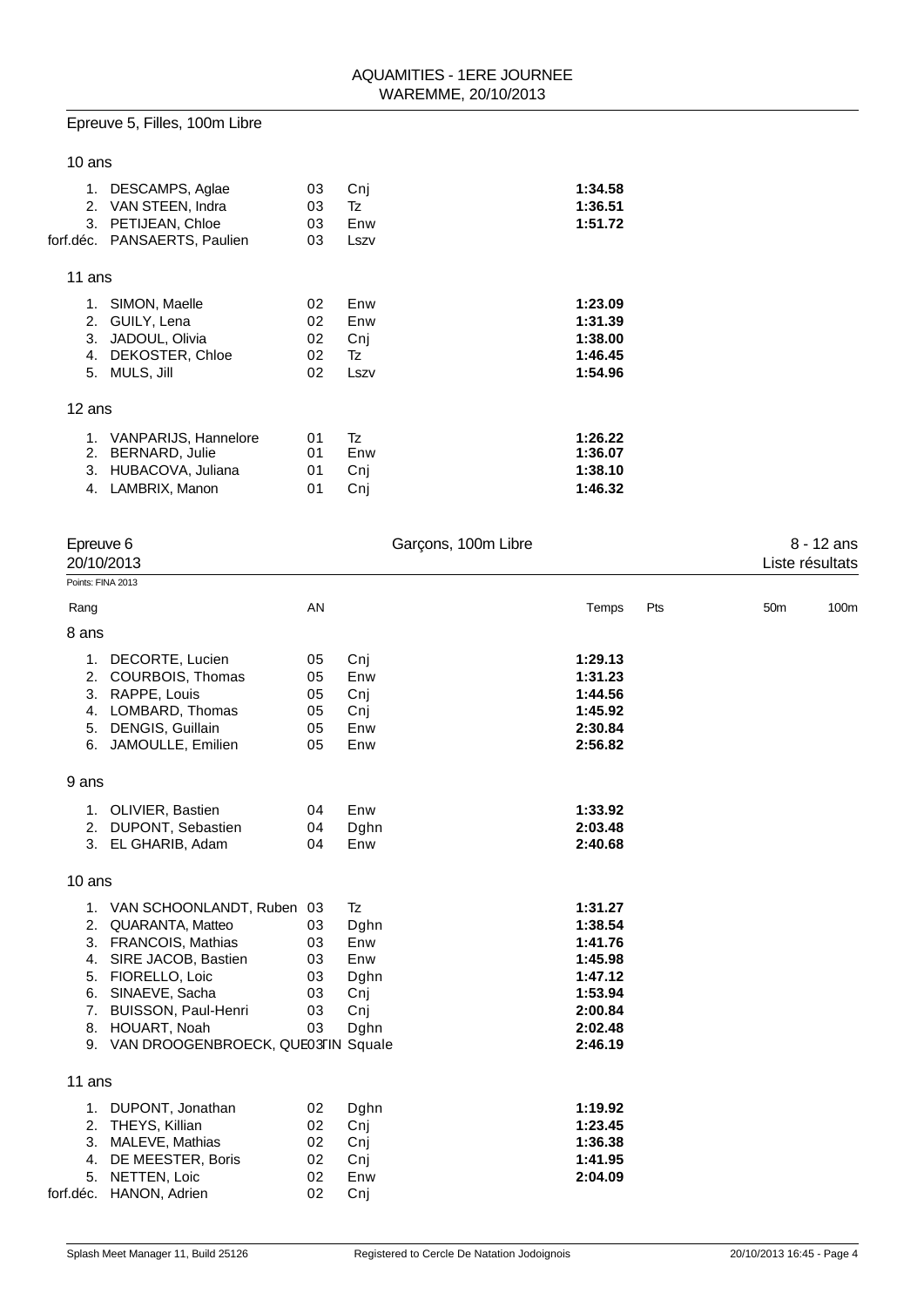AQUAMITIES - 1ERE JOURNEE
WAREMME, 20/10/2013

## Epreuve 5, Filles, 100m Libre

### 10 ans

| Rang | Nom | AN | Club | Temps |
|---|---|---|---|---|
| 1. | DESCAMPS, Aglae | 03 | Cnj | **1:34.58** |
| 2. | VAN STEEN, Indra | 03 | Tz | **1:36.51** |
| 3. | PETIJEAN, Chloe | 03 | Enw | **1:51.72** |
| forf.déc. | PANSAERTS, Paulien | 03 | Lszv | |

### 11 ans

| Rang | Nom | AN | Club | Temps |
|---|---|---|---|---|
| 1. | SIMON, Maelle | 02 | Enw | **1:23.09** |
| 2. | GUILY, Lena | 02 | Enw | **1:31.39** |
| 3. | JADOUL, Olivia | 02 | Cnj | **1:38.00** |
| 4. | DEKOSTER, Chloe | 02 | Tz | **1:46.45** |
| 5. | MULS, Jill | 02 | Lszv | **1:54.96** |

### 12 ans

| Rang | Nom | AN | Club | Temps |
|---|---|---|---|---|
| 1. | VANPARIJS, Hannelore | 01 | Tz | **1:26.22** |
| 2. | BERNARD, Julie | 01 | Enw | **1:36.07** |
| 3. | HUBACOVA, Juliana | 01 | Cnj | **1:38.10** |
| 4. | LAMBRIX, Manon | 01 | Cnj | **1:46.32** |

## Epreuve 6 — Garçons, 100m Libre — 8 - 12 ans

20/10/2013 — Liste résultats

Points: FINA 2013

### 8 ans

| Rang | Nom | AN | Club | Temps | Pts | 50m | 100m |
|---|---|---|---|---|---|---|---|
| 1. | DECORTE, Lucien | 05 | Cnj | **1:29.13** | | | |
| 2. | COURBOIS, Thomas | 05 | Enw | **1:31.23** | | | |
| 3. | RAPPE, Louis | 05 | Cnj | **1:44.56** | | | |
| 4. | LOMBARD, Thomas | 05 | Cnj | **1:45.92** | | | |
| 5. | DENGIS, Guillain | 05 | Enw | **2:30.84** | | | |
| 6. | JAMOULLE, Emilien | 05 | Enw | **2:56.82** | | | |

### 9 ans

| Rang | Nom | AN | Club | Temps | Pts | 50m | 100m |
|---|---|---|---|---|---|---|---|
| 1. | OLIVIER, Bastien | 04 | Enw | **1:33.92** | | | |
| 2. | DUPONT, Sebastien | 04 | Dghn | **2:03.48** | | | |
| 3. | EL GHARIB, Adam | 04 | Enw | **2:40.68** | | | |

### 10 ans

| Rang | Nom | AN | Club | Temps | Pts | 50m | 100m |
|---|---|---|---|---|---|---|---|
| 1. | VAN SCHOONLANDT, Ruben | 03 | Tz | **1:31.27** | | | |
| 2. | QUARANTA, Matteo | 03 | Dghn | **1:38.54** | | | |
| 3. | FRANCOIS, Mathias | 03 | Enw | **1:41.76** | | | |
| 4. | SIRE JACOB, Bastien | 03 | Enw | **1:45.98** | | | |
| 5. | FIORELLO, Loic | 03 | Dghn | **1:47.12** | | | |
| 6. | SINAEVE, Sacha | 03 | Cnj | **1:53.94** | | | |
| 7. | BUISSON, Paul-Henri | 03 | Cnj | **2:00.84** | | | |
| 8. | HOUART, Noah | 03 | Dghn | **2:02.48** | | | |
| 9. | VAN DROOGENBROECK, QUENTIN | 03 | Squale | **2:46.19** | | | |

### 11 ans

| Rang | Nom | AN | Club | Temps | Pts | 50m | 100m |
|---|---|---|---|---|---|---|---|
| 1. | DUPONT, Jonathan | 02 | Dghn | **1:19.92** | | | |
| 2. | THEYS, Killian | 02 | Cnj | **1:23.45** | | | |
| 3. | MALEVE, Mathias | 02 | Cnj | **1:36.38** | | | |
| 4. | DE MEESTER, Boris | 02 | Cnj | **1:41.95** | | | |
| 5. | NETTEN, Loic | 02 | Enw | **2:04.09** | | | |
| forf.déc. | HANON, Adrien | 02 | Cnj | | | | |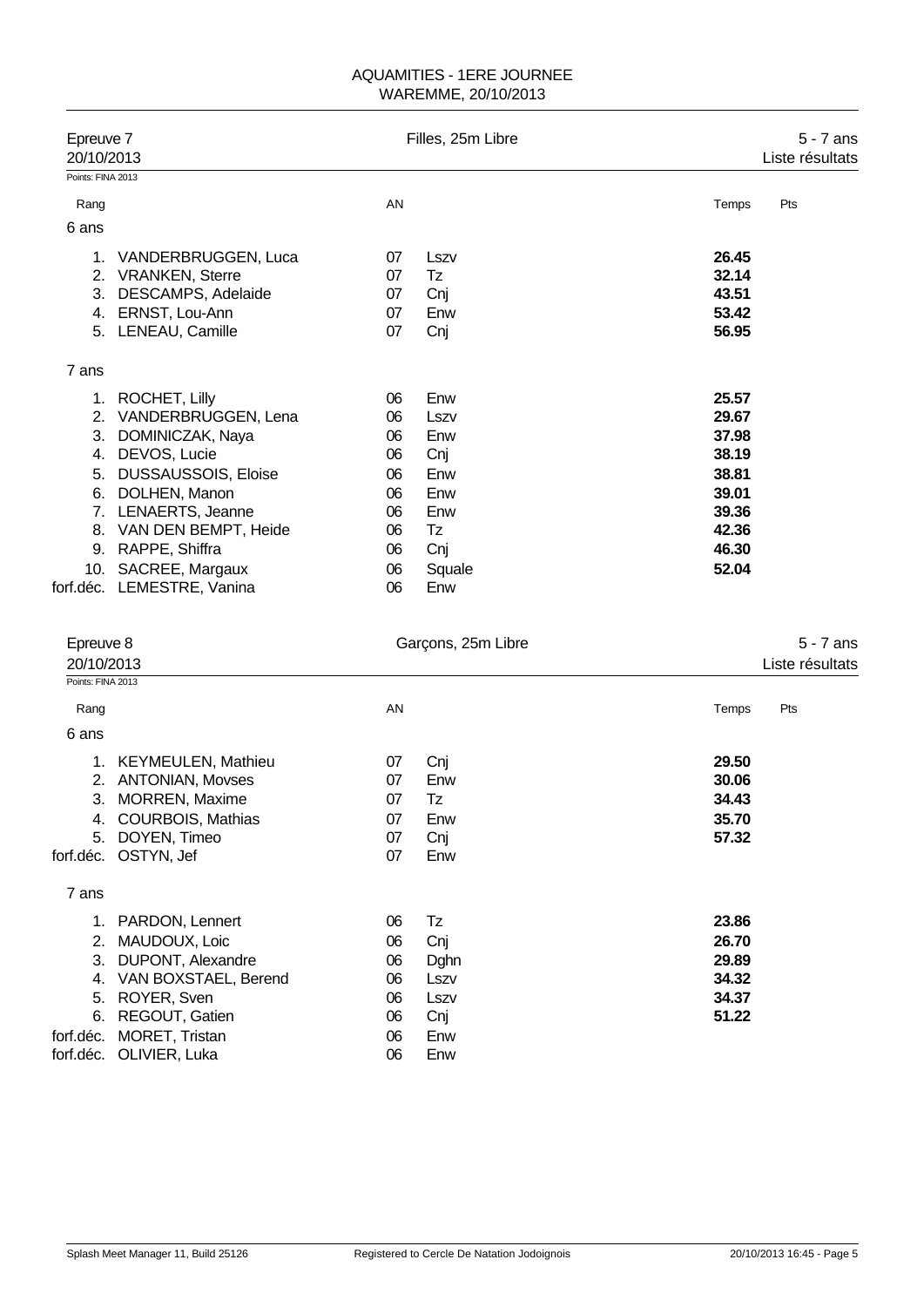AQUAMITIES - 1ERE JOURNEE
WAREMME, 20/10/2013

## Epreuve 7 — Filles, 25m Libre — 5 - 7 ans

20/10/2013 — Liste résultats

Points: FINA 2013

| Rang | | AN | | Temps | Pts |
|---|---|---|---|---|---|
| **6 ans** | | | | | |
| 1. | VANDERBRUGGEN, Luca | 07 | Lszv | **26.45** | |
| 2. | VRANKEN, Sterre | 07 | Tz | **32.14** | |
| 3. | DESCAMPS, Adelaide | 07 | Cnj | **43.51** | |
| 4. | ERNST, Lou-Ann | 07 | Enw | **53.42** | |
| 5. | LENEAU, Camille | 07 | Cnj | **56.95** | |
| **7 ans** | | | | | |
| 1. | ROCHET, Lilly | 06 | Enw | **25.57** | |
| 2. | VANDERBRUGGEN, Lena | 06 | Lszv | **29.67** | |
| 3. | DOMINICZAK, Naya | 06 | Enw | **37.98** | |
| 4. | DEVOS, Lucie | 06 | Cnj | **38.19** | |
| 5. | DUSSAUSSOIS, Eloise | 06 | Enw | **38.81** | |
| 6. | DOLHEN, Manon | 06 | Enw | **39.01** | |
| 7. | LENAERTS, Jeanne | 06 | Enw | **39.36** | |
| 8. | VAN DEN BEMPT, Heide | 06 | Tz | **42.36** | |
| 9. | RAPPE, Shiffra | 06 | Cnj | **46.30** | |
| 10. | SACREE, Margaux | 06 | Squale | **52.04** | |
| forf.déc. | LEMESTRE, Vanina | 06 | Enw | | |

## Epreuve 8 — Garçons, 25m Libre — 5 - 7 ans

20/10/2013 — Liste résultats

Points: FINA 2013

| Rang | | AN | | Temps | Pts |
|---|---|---|---|---|---|
| **6 ans** | | | | | |
| 1. | KEYMEULEN, Mathieu | 07 | Cnj | **29.50** | |
| 2. | ANTONIAN, Movses | 07 | Enw | **30.06** | |
| 3. | MORREN, Maxime | 07 | Tz | **34.43** | |
| 4. | COURBOIS, Mathias | 07 | Enw | **35.70** | |
| 5. | DOYEN, Timeo | 07 | Cnj | **57.32** | |
| forf.déc. | OSTYN, Jef | 07 | Enw | | |
| **7 ans** | | | | | |
| 1. | PARDON, Lennert | 06 | Tz | **23.86** | |
| 2. | MAUDOUX, Loic | 06 | Cnj | **26.70** | |
| 3. | DUPONT, Alexandre | 06 | Dghn | **29.89** | |
| 4. | VAN BOXSTAEL, Berend | 06 | Lszv | **34.32** | |
| 5. | ROYER, Sven | 06 | Lszv | **34.37** | |
| 6. | REGOUT, Gatien | 06 | Cnj | **51.22** | |
| forf.déc. | MORET, Tristan | 06 | Enw | | |
| forf.déc. | OLIVIER, Luka | 06 | Enw | | |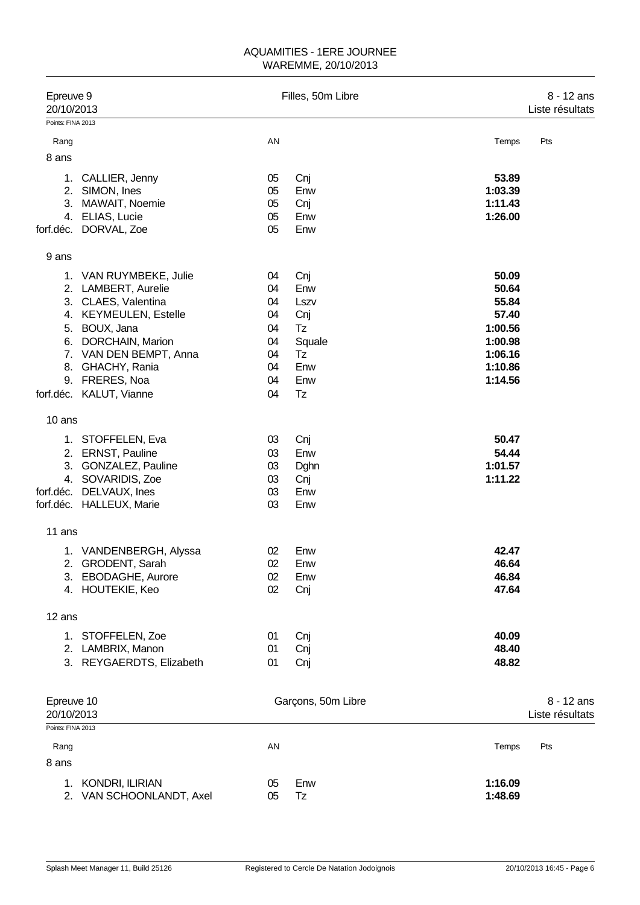AQUAMITIES - 1ERE JOURNEE
WAREMME, 20/10/2013

## Epreuve 9 — Filles, 50m Libre — 8 - 12 ans

20/10/2013 — Liste résultats

Points: FINA 2013

| Rang | | AN | | Temps | Pts |
|---|---|---|---|---|---|
| **8 ans** | | | | | |
| 1. | CALLIER, Jenny | 05 | Cnj | **53.89** | |
| 2. | SIMON, Ines | 05 | Enw | **1:03.39** | |
| 3. | MAWAIT, Noemie | 05 | Cnj | **1:11.43** | |
| 4. | ELIAS, Lucie | 05 | Enw | **1:26.00** | |
| forf.déc. | DORVAL, Zoe | 05 | Enw | | |
| **9 ans** | | | | | |
| 1. | VAN RUYMBEKE, Julie | 04 | Cnj | **50.09** | |
| 2. | LAMBERT, Aurelie | 04 | Enw | **50.64** | |
| 3. | CLAES, Valentina | 04 | Lszv | **55.84** | |
| 4. | KEYMEULEN, Estelle | 04 | Cnj | **57.40** | |
| 5. | BOUX, Jana | 04 | Tz | **1:00.56** | |
| 6. | DORCHAIN, Marion | 04 | Squale | **1:00.98** | |
| 7. | VAN DEN BEMPT, Anna | 04 | Tz | **1:06.16** | |
| 8. | GHACHY, Rania | 04 | Enw | **1:10.86** | |
| 9. | FRERES, Noa | 04 | Enw | **1:14.56** | |
| forf.déc. | KALUT, Vianne | 04 | Tz | | |
| **10 ans** | | | | | |
| 1. | STOFFELEN, Eva | 03 | Cnj | **50.47** | |
| 2. | ERNST, Pauline | 03 | Enw | **54.44** | |
| 3. | GONZALEZ, Pauline | 03 | Dghn | **1:01.57** | |
| 4. | SOVARIDIS, Zoe | 03 | Cnj | **1:11.22** | |
| forf.déc. | DELVAUX, Ines | 03 | Enw | | |
| forf.déc. | HALLEUX, Marie | 03 | Enw | | |
| **11 ans** | | | | | |
| 1. | VANDENBERGH, Alyssa | 02 | Enw | **42.47** | |
| 2. | GRODENT, Sarah | 02 | Enw | **46.64** | |
| 3. | EBODAGHE, Aurore | 02 | Enw | **46.84** | |
| 4. | HOUTEKIE, Keo | 02 | Cnj | **47.64** | |
| **12 ans** | | | | | |
| 1. | STOFFELEN, Zoe | 01 | Cnj | **40.09** | |
| 2. | LAMBRIX, Manon | 01 | Cnj | **48.40** | |
| 3. | REYGAERDTS, Elizabeth | 01 | Cnj | **48.82** | |

## Epreuve 10 — Garçons, 50m Libre — 8 - 12 ans

20/10/2013 — Liste résultats

Points: FINA 2013

| Rang | | AN | | Temps | Pts |
|---|---|---|---|---|---|
| **8 ans** | | | | | |
| 1. | KONDRI, ILIRIAN | 05 | Enw | **1:16.09** | |
| 2. | VAN SCHOONLANDT, Axel | 05 | Tz | **1:48.69** | |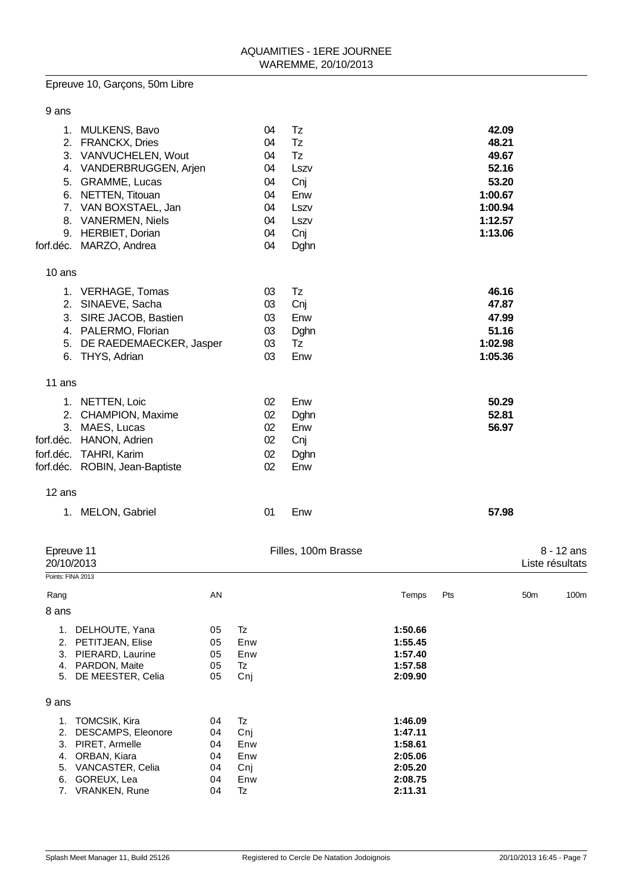Epreuve 10, Garçons, 50m Libre

9 ans

| Rang | Nom | AN | Club | Temps |
|---|---|---|---|---|
| 1. | MULKENS, Bavo | 04 | Tz | 42.09 |
| 2. | FRANCKX, Dries | 04 | Tz | 48.21 |
| 3. | VANVUCHELEN, Wout | 04 | Tz | 49.67 |
| 4. | VANDERBRUGGEN, Arjen | 04 | Lszv | 52.16 |
| 5. | GRAMME, Lucas | 04 | Cnj | 53.20 |
| 6. | NETTEN, Titouan | 04 | Enw | 1:00.67 |
| 7. | VAN BOXSTAEL, Jan | 04 | Lszv | 1:00.94 |
| 8. | VANERMEN, Niels | 04 | Lszv | 1:12.57 |
| 9. | HERBIET, Dorian | 04 | Cnj | 1:13.06 |
| forf.déc. | MARZO, Andrea | 04 | Dghn | |

10 ans

| Rang | Nom | AN | Club | Temps |
|---|---|---|---|---|
| 1. | VERHAGE, Tomas | 03 | Tz | 46.16 |
| 2. | SINAEVE, Sacha | 03 | Cnj | 47.87 |
| 3. | SIRE JACOB, Bastien | 03 | Enw | 47.99 |
| 4. | PALERMO, Florian | 03 | Dghn | 51.16 |
| 5. | DE RAEDEMAECKER, Jasper | 03 | Tz | 1:02.98 |
| 6. | THYS, Adrian | 03 | Enw | 1:05.36 |

11 ans

| Rang | Nom | AN | Club | Temps |
|---|---|---|---|---|
| 1. | NETTEN, Loic | 02 | Enw | 50.29 |
| 2. | CHAMPION, Maxime | 02 | Dghn | 52.81 |
| 3. | MAES, Lucas | 02 | Enw | 56.97 |
| forf.déc. | HANON, Adrien | 02 | Cnj | |
| forf.déc. | TAHRI, Karim | 02 | Dghn | |
| forf.déc. | ROBIN, Jean-Baptiste | 02 | Enw | |

12 ans

| Rang | Nom | AN | Club | Temps |
|---|---|---|---|---|
| 1. | MELON, Gabriel | 01 | Enw | 57.98 |

Epreuve 11 — Filles, 100m Brasse — 8 - 12 ans

20/10/2013 — Liste résultats

Points: FINA 2013

8 ans

| Rang | | AN | | Temps | Pts | 50m | 100m |
|---|---|---|---|---|---|---|---|
| 1. | DELHOUTE, Yana | 05 | Tz | 1:50.66 | | | |
| 2. | PETITJEAN, Elise | 05 | Enw | 1:55.45 | | | |
| 3. | PIERARD, Laurine | 05 | Enw | 1:57.40 | | | |
| 4. | PARDON, Maite | 05 | Tz | 1:57.58 | | | |
| 5. | DE MEESTER, Celia | 05 | Cnj | 2:09.90 | | | |

9 ans

| Rang | | AN | | Temps | Pts | 50m | 100m |
|---|---|---|---|---|---|---|---|
| 1. | TOMCSIK, Kira | 04 | Tz | 1:46.09 | | | |
| 2. | DESCAMPS, Eleonore | 04 | Cnj | 1:47.11 | | | |
| 3. | PIRET, Armelle | 04 | Enw | 1:58.61 | | | |
| 4. | ORBAN, Kiara | 04 | Enw | 2:05.06 | | | |
| 5. | VANCASTER, Celia | 04 | Cnj | 2:05.20 | | | |
| 6. | GOREUX, Lea | 04 | Enw | 2:08.75 | | | |
| 7. | VRANKEN, Rune | 04 | Tz | 2:11.31 | | | |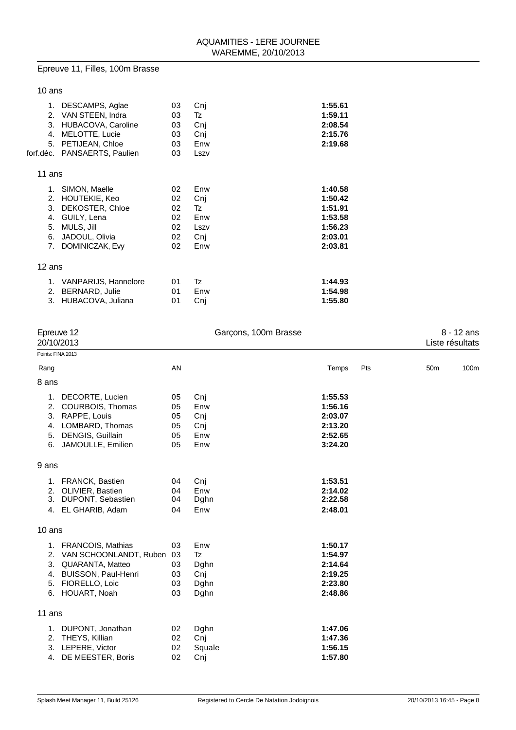## Epreuve 11, Filles, 100m Brasse

### 10 ans

| Rang | Nom | AN | Club | Temps |
|---|---|---|---|---|
| 1. | DESCAMPS, Aglae | 03 | Cnj | 1:55.61 |
| 2. | VAN STEEN, Indra | 03 | Tz | 1:59.11 |
| 3. | HUBACOVA, Caroline | 03 | Cnj | 2:08.54 |
| 4. | MELOTTE, Lucie | 03 | Cnj | 2:15.76 |
| 5. | PETIJEAN, Chloe | 03 | Enw | 2:19.68 |
| forf.déc. | PANSAERTS, Paulien | 03 | Lszv | |

### 11 ans

| Rang | Nom | AN | Club | Temps |
|---|---|---|---|---|
| 1. | SIMON, Maelle | 02 | Enw | 1:40.58 |
| 2. | HOUTEKIE, Keo | 02 | Cnj | 1:50.42 |
| 3. | DEKOSTER, Chloe | 02 | Tz | 1:51.91 |
| 4. | GUILY, Lena | 02 | Enw | 1:53.58 |
| 5. | MULS, Jill | 02 | Lszv | 1:56.23 |
| 6. | JADOUL, Olivia | 02 | Cnj | 2:03.01 |
| 7. | DOMINICZAK, Evy | 02 | Enw | 2:03.81 |

### 12 ans

| Rang | Nom | AN | Club | Temps |
|---|---|---|---|---|
| 1. | VANPARIJS, Hannelore | 01 | Tz | 1:44.93 |
| 2. | BERNARD, Julie | 01 | Enw | 1:54.98 |
| 3. | HUBACOVA, Juliana | 01 | Cnj | 1:55.80 |

## Epreuve 12 — Garçons, 100m Brasse — 8 - 12 ans

20/10/2013 — Liste résultats

Points: FINA 2013

### 8 ans

| Rang | Nom | AN | Club | Temps | Pts | 50m | 100m |
|---|---|---|---|---|---|---|---|
| 1. | DECORTE, Lucien | 05 | Cnj | 1:55.53 | | | |
| 2. | COURBOIS, Thomas | 05 | Enw | 1:56.16 | | | |
| 3. | RAPPE, Louis | 05 | Cnj | 2:03.07 | | | |
| 4. | LOMBARD, Thomas | 05 | Cnj | 2:13.20 | | | |
| 5. | DENGIS, Guillain | 05 | Enw | 2:52.65 | | | |
| 6. | JAMOULLE, Emilien | 05 | Enw | 3:24.20 | | | |

### 9 ans

| Rang | Nom | AN | Club | Temps | Pts | 50m | 100m |
|---|---|---|---|---|---|---|---|
| 1. | FRANCK, Bastien | 04 | Cnj | 1:53.51 | | | |
| 2. | OLIVIER, Bastien | 04 | Enw | 2:14.02 | | | |
| 3. | DUPONT, Sebastien | 04 | Dghn | 2:22.58 | | | |
| 4. | EL GHARIB, Adam | 04 | Enw | 2:48.01 | | | |

### 10 ans

| Rang | Nom | AN | Club | Temps | Pts | 50m | 100m |
|---|---|---|---|---|---|---|---|
| 1. | FRANCOIS, Mathias | 03 | Enw | 1:50.17 | | | |
| 2. | VAN SCHOONLANDT, Ruben | 03 | Tz | 1:54.97 | | | |
| 3. | QUARANTA, Matteo | 03 | Dghn | 2:14.64 | | | |
| 4. | BUISSON, Paul-Henri | 03 | Cnj | 2:19.25 | | | |
| 5. | FIORELLO, Loic | 03 | Dghn | 2:23.80 | | | |
| 6. | HOUART, Noah | 03 | Dghn | 2:48.86 | | | |

### 11 ans

| Rang | Nom | AN | Club | Temps | Pts | 50m | 100m |
|---|---|---|---|---|---|---|---|
| 1. | DUPONT, Jonathan | 02 | Dghn | 1:47.06 | | | |
| 2. | THEYS, Killian | 02 | Cnj | 1:47.36 | | | |
| 3. | LEPERE, Victor | 02 | Squale | 1:56.15 | | | |
| 4. | DE MEESTER, Boris | 02 | Cnj | 1:57.80 | | | |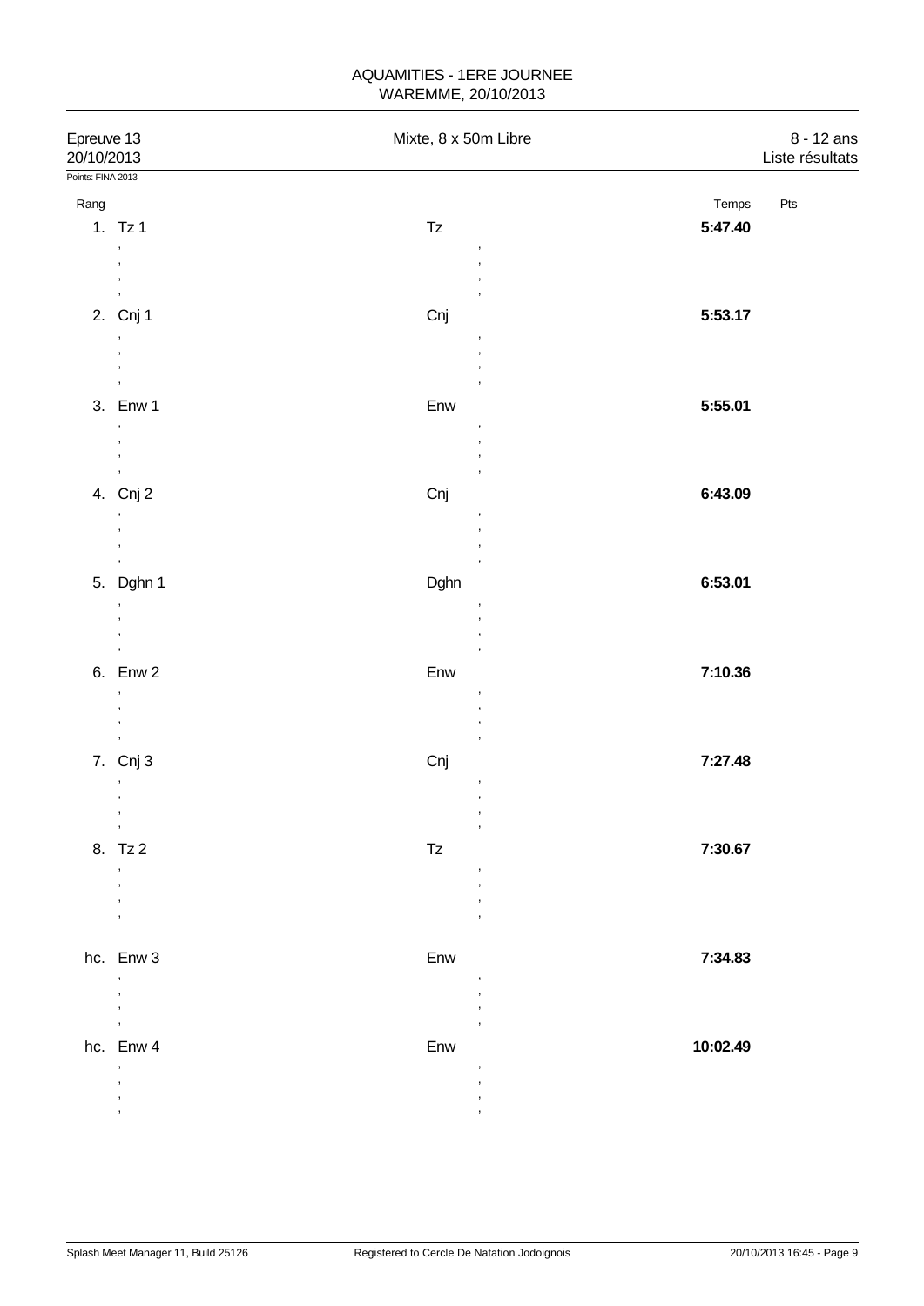AQUAMITIES - 1ERE JOURNEE
WAREMME, 20/10/2013

| Epreuve 13 20/10/2013 | Mixte, 8 x 50m Libre | 8 - 12 ans Liste résultats |
|---|---|---|

Points: FINA 2013

| Rang | | | Temps | Pts |
|---|---|---|---|---|
| 1. | Tz 1 | Tz | **5:47.40** | |
| 2. | Cnj 1 | Cnj | **5:53.17** | |
| 3. | Enw 1 | Enw | **5:55.01** | |
| 4. | Cnj 2 | Cnj | **6:43.09** | |
| 5. | Dghn 1 | Dghn | **6:53.01** | |
| 6. | Enw 2 | Enw | **7:10.36** | |
| 7. | Cnj 3 | Cnj | **7:27.48** | |
| 8. | Tz 2 | Tz | **7:30.67** | |
| hc. | Enw 3 | Enw | **7:34.83** | |
| hc. | Enw 4 | Enw | **10:02.49** | |